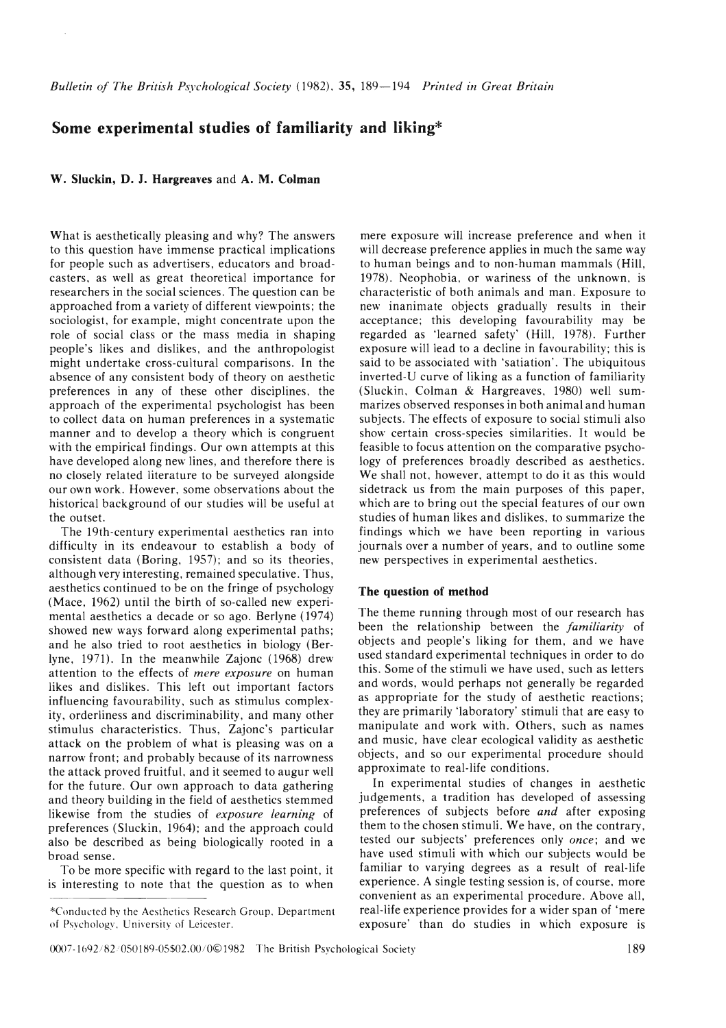# Some experimental studies of familiarity and liking*

**W. Sluckin, D. J. Hargreaves and A. M. Colman**

What is aesthetically pleasing and why? The answers to this question have immense practical implications for people such as advertisers, educators and broadcasters, as well as great theoretical importance for researchers in the social sciences. The question can be approached from a variety of different viewpoints; the sociologist, for example, might concentrate upon the role of social class or the mass media in shaping people's likes and dislikes, and the anthropologist might undertake cross-cultural comparisons. In the absence of any consistent body of theory on aesthetic preferences in any of these other disciplines, the approach of the experimental psychologist has been to collect data on human preferences in a systematic manner and to develop a theory which is congruent with the empirical findings. Our own attempts at this have developed along new lines, and therefore there is no closely related literature to be surveyed alongside our own work. However, some observations about the historical background of our studies will be useful at the outset.

The 19th-century experimental aesthetics ran into difficulty in its endeavour to establish a body of consistent data (Boring, 1957); and so its theories, although very interesting, remained speculative. Thus, aesthetics continued to be on the fringe of psychology (Mace, 1962) until the birth of so-called new experimental aesthetics a decade or so ago. Berlyne (1974) showed new ways forward along experimental paths; and he also tried to root aesthetics in biology (Berlyne, 1971). In the meanwhile Zajonc (1968) drew attention to the effects of *mere exposure* on human likes and dislikes. This left out important factors influencing favourability, such as stimulus complexity, orderliness and discriminability, and many other stimulus characteristics. Thus, Zajonc's particular attack on the problem of what is pleasing was on a narrow front; and probably because of its narrowness the attack proved fruitful, and it seemed to augur well for the future. Our own approach to data gathering and theory building in the field of aesthetics stemmed likewise from the studies of *exposure learning* of preferences (Sluckin, 1964); and the approach could also be described as being biologically rooted in a broad sense.

To be more specific with regard to the last point, it is interesting to note that the question as to when mere exposure will increase preference and when it will decrease preference applies in much the same way to human beings and to non-human mammals (Hill, 1978). Neophobia, or wariness of the unknown, is characteristic of both animals and man. Exposure to new inanimate objects gradually results in their acceptance; this developing favourability may be regarded as 'learned safety' (Hill, 1978). Further exposure will lead to a decline in favourability; this is said to be associated with 'satiation'. The ubiquitous inverted-U curve of liking as a function of familiarity (Sluckin, Colman & Hargreaves, 1980) well summarizes observed responses in both animal and human subjects. The effects of exposure to social stimuli also show certain cross-species similarities. It would be feasible to focus attention on the comparative psychology of preferences broadly described as aesthetics. We shall not, however, attempt to do it as this would sidetrack us from the main purposes of this paper, which are to bring out the special features of our own studies of human likes and dislikes, to summarize the findings which we have been reporting in various journals over a number of years, and to outline some new perspectives in experimental aesthetics.

## The question of method

The theme running through most of our research has been the relationship between the *familiarity* of objects and people's liking for them, and we have used standard experimental techniques in order to do this. Some of the stimuli we have used, such as letters and words, would perhaps not generally be regarded as appropriate for the study of aesthetic reactions; they are primarily 'laboratory' stimuli that are easy to manipulate and work with. Others, such as names and music, have clear ecological validity as aesthetic objects, and so our experimental procedure should approximate to real-life conditions.

In experimental studies of changes in aesthetic judgements, a tradition has developed of assessing preferences of subjects before *and* after exposing them to the chosen stimuli. We have, on the contrary, tested our subjects' preferences only *once*; and we have used stimuli with which our subjects would be familiar to varying degrees as a result of real-life experience. A single testing session is, of course, more convenient as an experimental procedure. Above all, real-life experience provides for a wider span of 'mere exposure' than do studies in which exposure is

*Conducted by the Aesthetics Research Group, Department of Psychology, University of Leicester.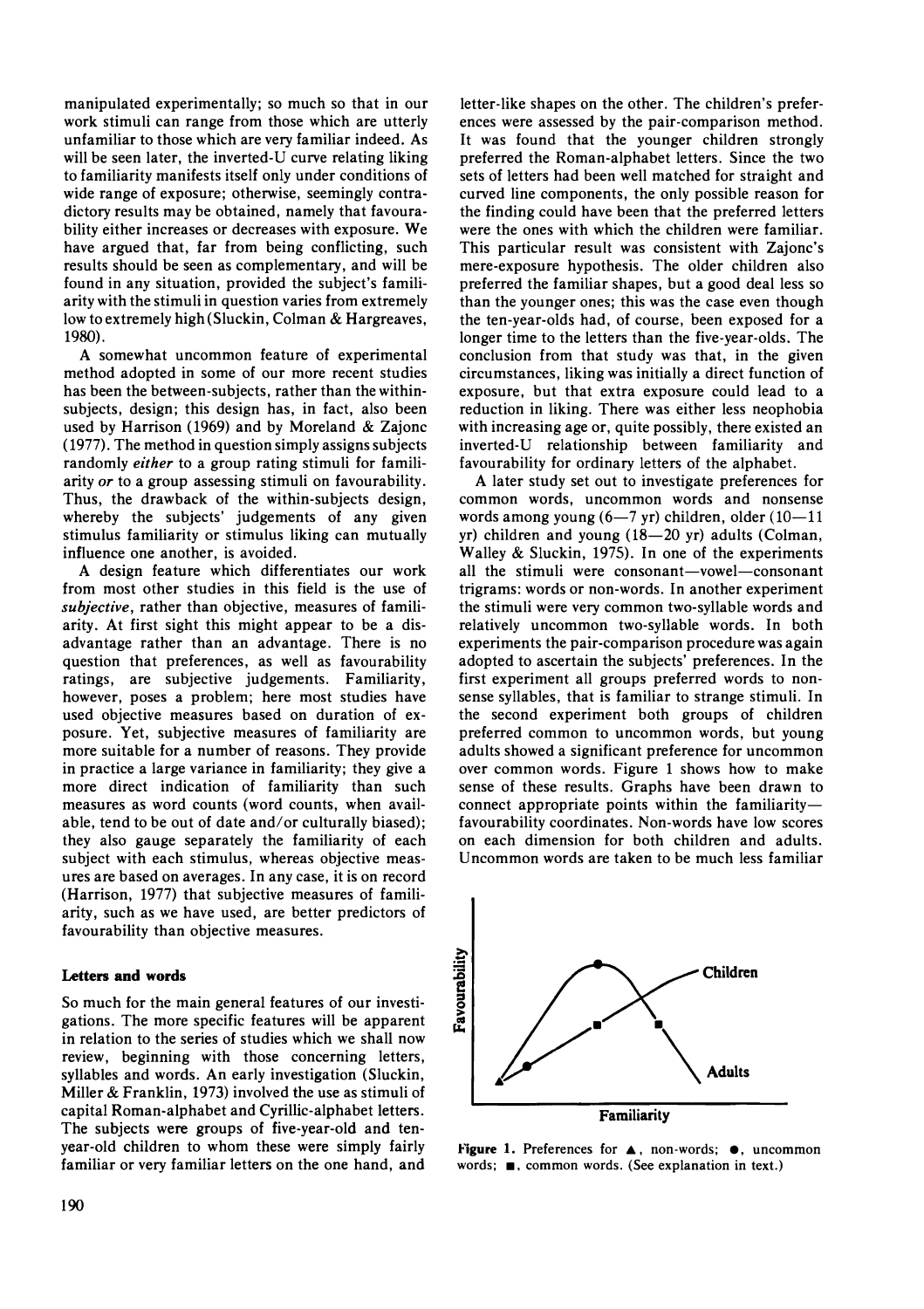manipulated experimentally; so much so that in our work stimuli can range from those which are utterly unfamiliar to those which are very familiar indeed. As will be seen later, the inverted-U curve relating liking to familiarity manifests itself only under conditions of wide range of exposure; otherwise, seemingly contradictory results may be obtained, namely that favourability either increases or decreases with exposure. We have argued that, far from being conflicting, such results should be seen as complementary, and will be found in any situation, provided the subject's familiarity with the stimuli in question varies from extremely low to extremely high (Sluckin, Colman & Hargreaves, 1980).

A somewhat uncommon feature of experimental method adopted in some of our more recent studies has been the between-subjects, rather than the within-subjects, design; this design has, in fact, also been used by Harrison (1969) and by Moreland & Zajonc (1977). The method in question simply assigns subjects randomly *either* to a group rating stimuli for familiarity *or* to a group assessing stimuli on favourability. Thus, the drawback of the within-subjects design, whereby the subjects' judgements of any given stimulus familiarity or stimulus liking can mutually influence one another, is avoided.

A design feature which differentiates our work from most other studies in this field is the use of *subjective*, rather than objective, measures of familiarity. At first sight this might appear to be a disadvantage rather than an advantage. There is no question that preferences, as well as favourability ratings, are subjective judgements. Familiarity, however, poses a problem; here most studies have used objective measures based on duration of exposure. Yet, subjective measures of familiarity are more suitable for a number of reasons. They provide in practice a large variance in familiarity; they give a more direct indication of familiarity than such measures as word counts (word counts, when available, tend to be out of date and/or culturally biased); they also gauge separately the familiarity of each subject with each stimulus, whereas objective measures are based on averages. In any case, it is on record (Harrison, 1977) that subjective measures of familiarity, such as we have used, are better predictors of favourability than objective measures.

### Letters and words

So much for the main general features of our investigations. The more specific features will be apparent in relation to the series of studies which we shall now review, beginning with those concerning letters, syllables and words. An early investigation (Sluckin, Miller & Franklin, 1973) involved the use as stimuli of capital Roman-alphabet and Cyrillic-alphabet letters. The subjects were groups of five-year-old and ten-year-old children to whom these were simply fairly familiar or very familiar letters on the one hand, and letter-like shapes on the other. The children's preferences were assessed by the pair-comparison method. It was found that the younger children strongly preferred the Roman-alphabet letters. Since the two sets of letters had been well matched for straight and curved line components, the only possible reason for the finding could have been that the preferred letters were the ones with which the children were familiar. This particular result was consistent with Zajonc's mere-exposure hypothesis. The older children also preferred the familiar shapes, but a good deal less so than the younger ones; this was the case even though the ten-year-olds had, of course, been exposed for a longer time to the letters than the five-year-olds. The conclusion from that study was that, in the given circumstances, liking was initially a direct function of exposure, but that extra exposure could lead to a reduction in liking. There was either less neophobia with increasing age or, quite possibly, there existed an inverted-U relationship between familiarity and favourability for ordinary letters of the alphabet.

A later study set out to investigate preferences for common words, uncommon words and nonsense words among young (6—7 yr) children, older (10—11 yr) children and young (18—20 yr) adults (Colman, Walley & Sluckin, 1975). In one of the experiments all the stimuli were consonant—vowel—consonant trigrams: words or non-words. In another experiment the stimuli were very common two-syllable words and relatively uncommon two-syllable words. In both experiments the pair-comparison procedure was again adopted to ascertain the subjects' preferences. In the first experiment all groups preferred words to nonsense syllables, that is familiar to strange stimuli. In the second experiment both groups of children preferred common to uncommon words, but young adults showed a significant preference for uncommon over common words. Figure 1 shows how to make sense of these results. Graphs have been drawn to connect appropriate points within the familiarity—favourability coordinates. Non-words have low scores on each dimension for both children and adults. Uncommon words are taken to be much less familiar

**Figure 1.** Preferences for ▲, non-words; ●, uncommon words; ■, common words. (See explanation in text.)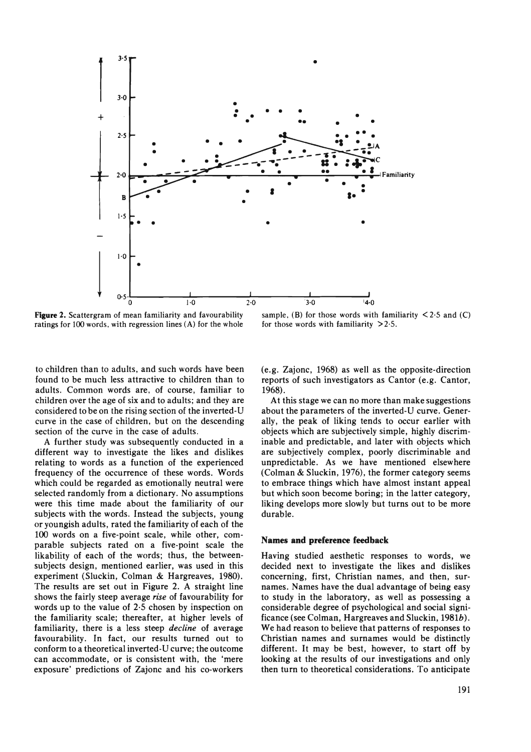**Figure 2.** Scattergram of mean familiarity and favourability ratings for 100 words, with regression lines (A) for the whole sample, (B) for those words with familiarity $<2{\cdot}5$ and (C) for those words with familiarity $>2{\cdot}5$.

to children than to adults, and such words have been found to be much less attractive to children than to adults. Common words are, of course, familiar to children over the age of six and to adults; and they are considered to be on the rising section of the inverted-U curve in the case of children, but on the descending section of the curve in the case of adults.

A further study was subsequently conducted in a different way to investigate the likes and dislikes relating to words as a function of the experienced frequency of the occurrence of these words. Words which could be regarded as emotionally neutral were selected randomly from a dictionary. No assumptions were this time made about the familiarity of our subjects with the words. Instead the subjects, young or youngish adults, rated the familiarity of each of the 100 words on a five-point scale, while other, comparable subjects rated on a five-point scale the likability of each of the words; thus, the between-subjects design, mentioned earlier, was used in this experiment (Sluckin, Colman & Hargreaves, 1980). The results are set out in Figure 2. A straight line shows the fairly steep average *rise* of favourability for words up to the value of 2·5 chosen by inspection on the familiarity scale; thereafter, at higher levels of familiarity, there is a less steep *decline* of average favourability. In fact, our results turned out to conform to a theoretical inverted-U curve; the outcome can accommodate, or is consistent with, the 'mere exposure' predictions of Zajonc and his co-workers (e.g. Zajonc, 1968) as well as the opposite-direction reports of such investigators as Cantor (e.g. Cantor, 1968).

At this stage we can no more than make suggestions about the parameters of the inverted-U curve. Generally, the peak of liking tends to occur earlier with objects which are subjectively simple, highly discriminable and predictable, and later with objects which are subjectively complex, poorly discriminable and unpredictable. As we have mentioned elsewhere (Colman & Sluckin, 1976), the former category seems to embrace things which have almost instant appeal but which soon become boring; in the latter category, liking develops more slowly but turns out to be more durable.

## Names and preference feedback

Having studied aesthetic responses to words, we decided next to investigate the likes and dislikes concerning, first, Christian names, and then, surnames. Names have the dual advantage of being easy to study in the laboratory, as well as possessing a considerable degree of psychological and social significance (see Colman, Hargreaves and Sluckin, 1981*b*). We had reason to believe that patterns of responses to Christian names and surnames would be distinctly different. It may be best, however, to start off by looking at the results of our investigations and only then turn to theoretical considerations. To anticipate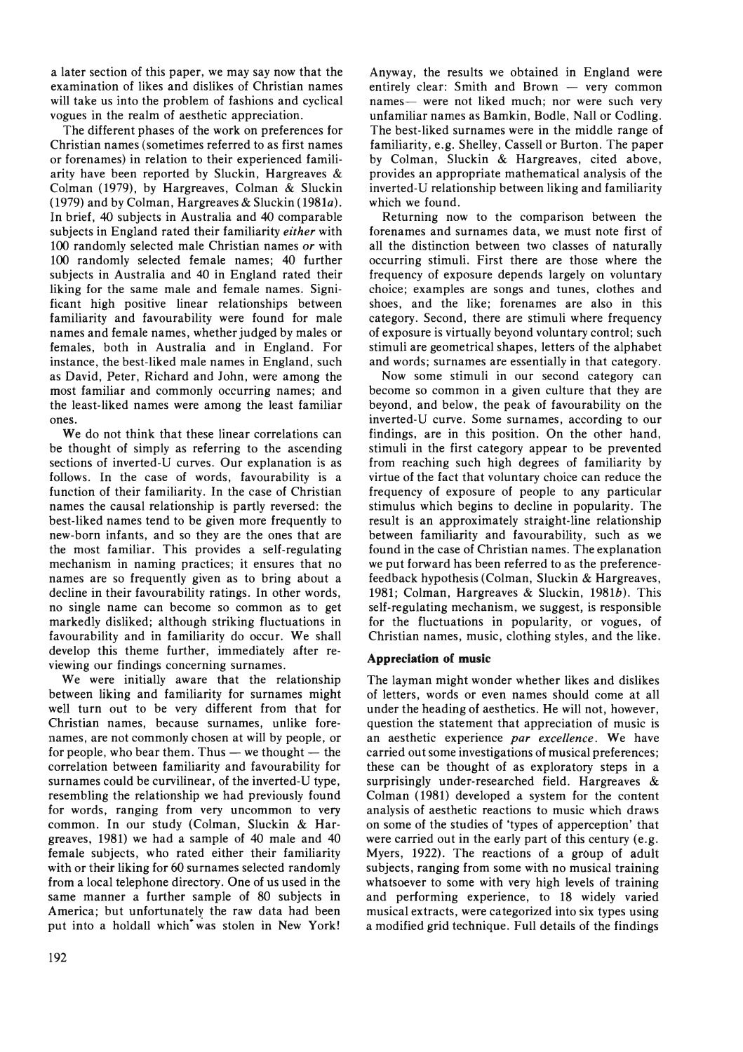a later section of this paper, we may say now that the examination of likes and dislikes of Christian names will take us into the problem of fashions and cyclical vogues in the realm of aesthetic appreciation.

The different phases of the work on preferences for Christian names (sometimes referred to as first names or forenames) in relation to their experienced familiarity have been reported by Sluckin, Hargreaves & Colman (1979), by Hargreaves, Colman & Sluckin (1979) and by Colman, Hargreaves & Sluckin (1981*a*). In brief, 40 subjects in Australia and 40 comparable subjects in England rated their familiarity *either* with 100 randomly selected male Christian names *or* with 100 randomly selected female names; 40 further subjects in Australia and 40 in England rated their liking for the same male and female names. Significant high positive linear relationships between familiarity and favourability were found for male names and female names, whether judged by males or females, both in Australia and in England. For instance, the best-liked male names in England, such as David, Peter, Richard and John, were among the most familiar and commonly occurring names; and the least-liked names were among the least familiar ones.

We do not think that these linear correlations can be thought of simply as referring to the ascending sections of inverted-U curves. Our explanation is as follows. In the case of words, favourability is a function of their familiarity. In the case of Christian names the causal relationship is partly reversed: the best-liked names tend to be given more frequently to new-born infants, and so they are the ones that are the most familiar. This provides a self-regulating mechanism in naming practices; it ensures that no names are so frequently given as to bring about a decline in their favourability ratings. In other words, no single name can become so common as to get markedly disliked; although striking fluctuations in favourability and in familiarity do occur. We shall develop this theme further, immediately after reviewing our findings concerning surnames.

We were initially aware that the relationship between liking and familiarity for surnames might well turn out to be very different from that for Christian names, because surnames, unlike forenames, are not commonly chosen at will by people, or for people, who bear them. Thus — we thought — the correlation between familiarity and favourability for surnames could be curvilinear, of the inverted-U type, resembling the relationship we had previously found for words, ranging from very uncommon to very common. In our study (Colman, Sluckin & Hargreaves, 1981) we had a sample of 40 male and 40 female subjects, who rated either their familiarity with or their liking for 60 surnames selected randomly from a local telephone directory. One of us used in the same manner a further sample of 80 subjects in America; but unfortunately the raw data had been put into a holdall which was stolen in New York! Anyway, the results we obtained in England were entirely clear: Smith and Brown — very common names— were not liked much; nor were such very unfamiliar names as Bamkin, Bodle, Nall or Codling. The best-liked surnames were in the middle range of familiarity, e.g. Shelley, Cassell or Burton. The paper by Colman, Sluckin & Hargreaves, cited above, provides an appropriate mathematical analysis of the inverted-U relationship between liking and familiarity which we found.

Returning now to the comparison between the forenames and surnames data, we must note first of all the distinction between two classes of naturally occurring stimuli. First there are those where the frequency of exposure depends largely on voluntary choice; examples are songs and tunes, clothes and shoes, and the like; forenames are also in this category. Second, there are stimuli where frequency of exposure is virtually beyond voluntary control; such stimuli are geometrical shapes, letters of the alphabet and words; surnames are essentially in that category.

Now some stimuli in our second category can become so common in a given culture that they are beyond, and below, the peak of favourability on the inverted-U curve. Some surnames, according to our findings, are in this position. On the other hand, stimuli in the first category appear to be prevented from reaching such high degrees of familiarity by virtue of the fact that voluntary choice can reduce the frequency of exposure of people to any particular stimulus which begins to decline in popularity. The result is an approximately straight-line relationship between familiarity and favourability, such as we found in the case of Christian names. The explanation we put forward has been referred to as the preference-feedback hypothesis (Colman, Sluckin & Hargreaves, 1981; Colman, Hargreaves & Sluckin, 1981*b*). This self-regulating mechanism, we suggest, is responsible for the fluctuations in popularity, or vogues, of Christian names, music, clothing styles, and the like.

## Appreciation of music

The layman might wonder whether likes and dislikes of letters, words or even names should come at all under the heading of aesthetics. He will not, however, question the statement that appreciation of music is an aesthetic experience *par excellence*. We have carried out some investigations of musical preferences; these can be thought of as exploratory steps in a surprisingly under-researched field. Hargreaves & Colman (1981) developed a system for the content analysis of aesthetic reactions to music which draws on some of the studies of 'types of apperception' that were carried out in the early part of this century (e.g. Myers, 1922). The reactions of a group of adult subjects, ranging from some with no musical training whatsoever to some with very high levels of training and performing experience, to 18 widely varied musical extracts, were categorized into six types using a modified grid technique. Full details of the findings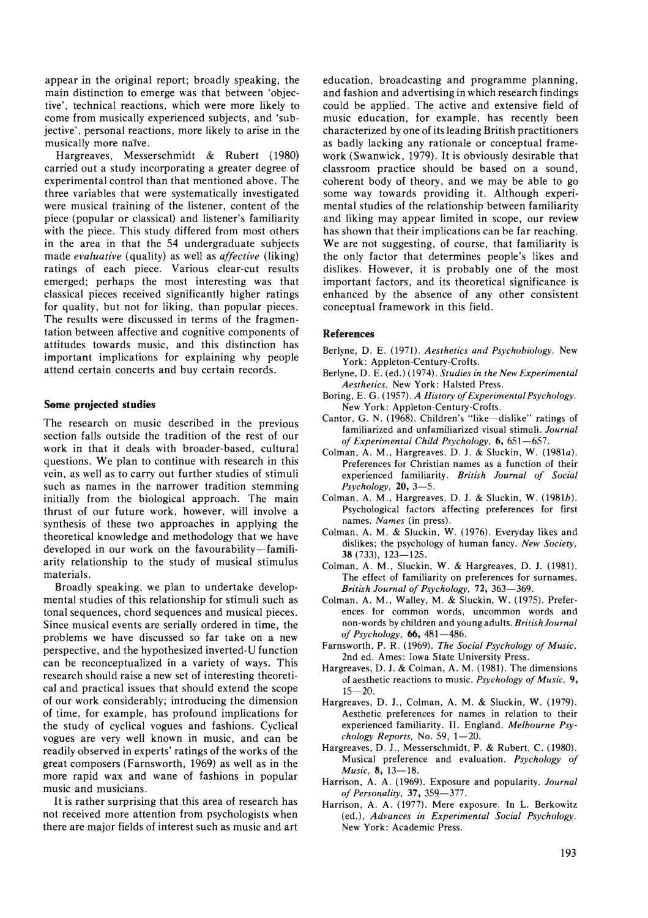appear in the original report; broadly speaking, the main distinction to emerge was that between 'objective', technical reactions, which were more likely to come from musically experienced subjects, and 'subjective', personal reactions, more likely to arise in the musically more naïve.

Hargreaves, Messerschmidt & Rubert (1980) carried out a study incorporating a greater degree of experimental control than that mentioned above. The three variables that were systematically investigated were musical training of the listener, content of the piece (popular or classical) and listener's familiarity with the piece. This study differed from most others in the area in that the 54 undergraduate subjects made *evaluative* (quality) as well as *affective* (liking) ratings of each piece. Various clear-cut results emerged; perhaps the most interesting was that classical pieces received significantly higher ratings for quality, but not for liking, than popular pieces. The results were discussed in terms of the fragmentation between affective and cognitive components of attitudes towards music, and this distinction has important implications for explaining why people attend certain concerts and buy certain records.

### Some projected studies

The research on music described in the previous section falls outside the tradition of the rest of our work in that it deals with broader-based, cultural questions. We plan to continue with research in this vein, as well as to carry out further studies of stimuli such as names in the narrower tradition stemming initially from the biological approach. The main thrust of our future work, however, will involve a synthesis of these two approaches in applying the theoretical knowledge and methodology that we have developed in our work on the favourability—familiarity relationship to the study of musical stimulus materials.

Broadly speaking, we plan to undertake developmental studies of this relationship for stimuli such as tonal sequences, chord sequences and musical pieces. Since musical events are serially ordered in time, the problems we have discussed so far take on a new perspective, and the hypothesized inverted-U function can be reconceptualized in a variety of ways. This research should raise a new set of interesting theoretical and practical issues that should extend the scope of our work considerably; introducing the dimension of time, for example, has profound implications for the study of cyclical vogues and fashions. Cyclical vogues are very well known in music, and can be readily observed in experts' ratings of the works of the great composers (Farnsworth, 1969) as well as in the more rapid wax and wane of fashions in popular music and musicians.

It is rather surprising that this area of research has not received more attention from psychologists when there are major fields of interest such as music and art education, broadcasting and programme planning, and fashion and advertising in which research findings could be applied. The active and extensive field of music education, for example, has recently been characterized by one of its leading British practitioners as badly lacking any rationale or conceptual framework (Swanwick, 1979). It is obviously desirable that classroom practice should be based on a sound, coherent body of theory, and we may be able to go some way towards providing it. Although experimental studies of the relationship between familiarity and liking may appear limited in scope, our review has shown that their implications can be far reaching. We are not suggesting, of course, that familiarity is the only factor that determines people's likes and dislikes. However, it is probably one of the most important factors, and its theoretical significance is enhanced by the absence of any other consistent conceptual framework in this field.

### References

Berlyne, D. E. (1971). *Aesthetics and Psychobiology*. New York: Appleton-Century-Crofts.

Berlyne, D. E. (ed.) (1974). *Studies in the New Experimental Aesthetics*. New York: Halsted Press.

Boring, E. G. (1957). *A History of Experimental Psychology*. New York: Appleton-Century-Crofts.

Cantor, G. N. (1968). Children's "like—dislike" ratings of familiarized and unfamiliarized visual stimuli. *Journal of Experimental Child Psychology*, **6**, 651—657.

Colman, A. M., Hargreaves, D. J. & Sluckin, W. (1981*a*). Preferences for Christian names as a function of their experienced familiarity. *British Journal of Social Psychology*, **20**, 3—5.

Colman, A. M., Hargreaves, D. J. & Sluckin, W. (1981*b*). Psychological factors affecting preferences for first names. *Names* (in press).

Colman, A. M. & Sluckin, W. (1976). Everyday likes and dislikes; the psychology of human fancy. *New Society*, **38** (733), 123—125.

Colman, A. M., Sluckin, W. & Hargreaves, D. J. (1981). The effect of familiarity on preferences for surnames. *British Journal of Psychology*, **72**, 363—369.

Colman, A. M., Walley, M. & Sluckin, W. (1975). Preferences for common words, uncommon words and non-words by children and young adults. *British Journal of Psychology*, **66**, 481—486.

Farnsworth, P. R. (1969). *The Social Psychology of Music*, 2nd ed. Ames: Iowa State University Press.

Hargreaves, D. J. & Colman, A. M. (1981). The dimensions of aesthetic reactions to music. *Psychology of Music*, **9**, 15—20.

Hargreaves, D. J., Colman, A. M. & Sluckin, W. (1979). Aesthetic preferences for names in relation to their experienced familiarity. II. England. *Melbourne Psychology Reports*, No. 59, 1—20.

Hargreaves, D. J., Messerschmidt, P. & Rubert, C. (1980). Musical preference and evaluation. *Psychology of Music*, **8**, 13—18.

Harrison, A. A. (1969). Exposure and popularity. *Journal of Personality*, **37**, 359—377.

Harrison, A. A. (1977). Mere exposure. In L. Berkowitz (ed.), *Advances in Experimental Social Psychology*. New York: Academic Press.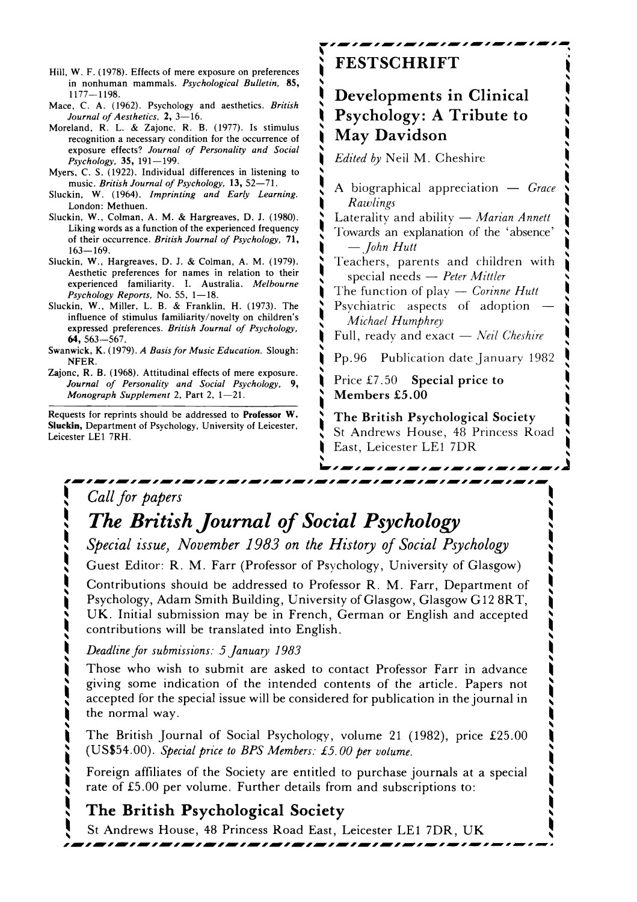Hill, W. F. (1978). Effects of mere exposure on preferences in nonhuman mammals. *Psychological Bulletin*, **85**, 1177—1198.

Mace, C. A. (1962). Psychology and aesthetics. *British Journal of Aesthetics*, **2**, 3—16.

Moreland, R. L. & Zajonc, R. B. (1977). Is stimulus recognition a necessary condition for the occurrence of exposure effects? *Journal of Personality and Social Psychology*, **35**, 191—199.

Myers, C. S. (1922). Individual differences in listening to music. *British Journal of Psychology*, **13**, 52—71.

Sluckin, W. (1964). *Imprinting and Early Learning*. London: Methuen.

Sluckin, W., Colman, A. M. & Hargreaves, D. J. (1980). Liking words as a function of the experienced frequency of their occurrence. *British Journal of Psychology*, **71**, 163—169.

Sluckin, W., Hargreaves, D. J. & Colman, A. M. (1979). Aesthetic preferences for names in relation to their experienced familiarity. I. Australia. *Melbourne Psychology Reports*, No. 55, 1—18.

Sluckin, W., Miller, L. B. & Franklin, H. (1973). The influence of stimulus familiarity/novelty on children's expressed preferences. *British Journal of Psychology*, **64**, 563—567.

Swanwick, K. (1979). *A Basis for Music Education*. Slough: NFER.

Zajonc, R. B. (1968). Attitudinal effects of mere exposure. *Journal of Personality and Social Psychology*, **9**, *Monograph Supplement* 2, Part 2, 1—21.

Requests for reprints should be addressed to **Professor W. Sluckin**, Department of Psychology, University of Leicester, Leicester LE1 7RH.

---

## FESTSCHRIFT

## Developments in Clinical Psychology: A Tribute to May Davidson

*Edited by* Neil M. Cheshire

A biographical appreciation — *Grace Rawlings*
Laterality and ability — *Marian Annett*
Towards an explanation of the 'absence' — *John Hutt*
Teachers, parents and children with special needs — *Peter Mittler*
The function of play — *Corinne Hutt*
Psychiatric aspects of adoption — *Michael Humphrey*
Full, ready and exact — *Neil Cheshire*

Pp.96 Publication date January 1982

Price £7.50 **Special price to Members £5.00**

**The British Psychological Society**
St Andrews House, 48 Princess Road East, Leicester LE1 7DR

---

*Call for papers*

## *The British Journal of Social Psychology*

*Special issue, November 1983 on the History of Social Psychology*

Guest Editor: R. M. Farr (Professor of Psychology, University of Glasgow)

Contributions should be addressed to Professor R. M. Farr, Department of Psychology, Adam Smith Building, University of Glasgow, Glasgow G12 8RT, UK. Initial submission may be in French, German or English and accepted contributions will be translated into English.

*Deadline for submissions: 5 January 1983*

Those who wish to submit are asked to contact Professor Farr in advance giving some indication of the intended contents of the article. Papers not accepted for the special issue will be considered for publication in the journal in the normal way.

The British Journal of Social Psychology, volume 21 (1982), price £25.00 (US$54.00). *Special price to BPS Members: £5.00 per volume.*

Foreign affiliates of the Society are entitled to purchase journals at a special rate of £5.00 per volume. Further details from and subscriptions to:

**The British Psychological Society**
St Andrews House, 48 Princess Road East, Leicester LE1 7DR, UK